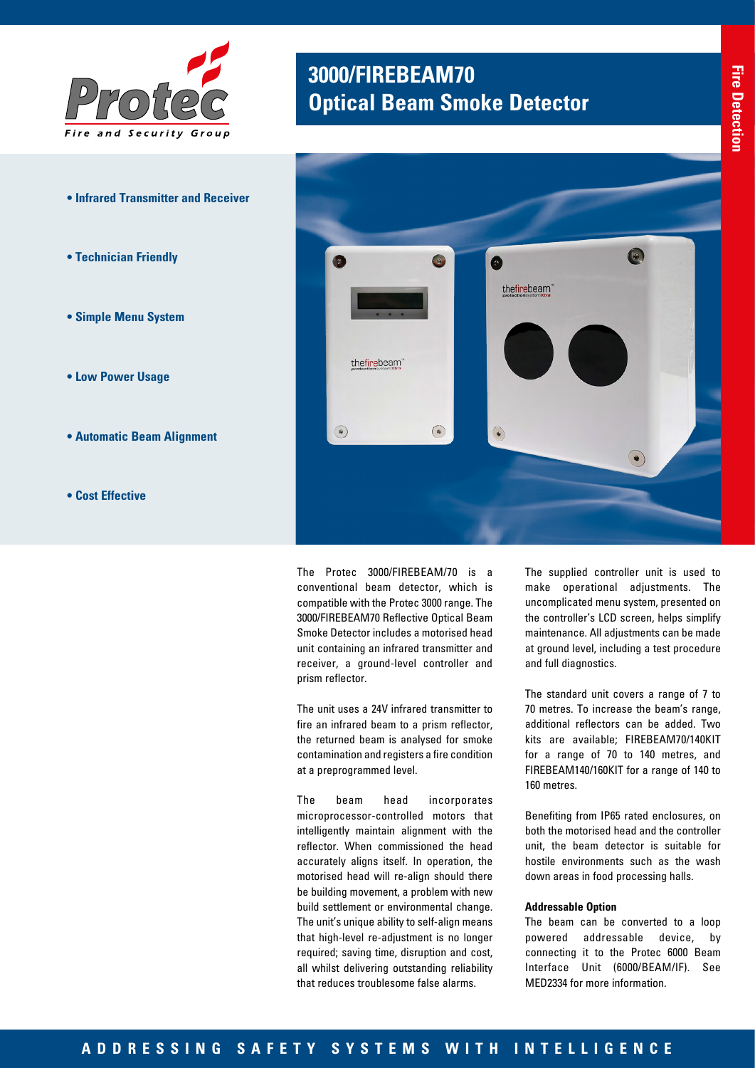Protec
Fire and Security Group

# 3000/FIREBEAM70 Optical Beam Smoke Detector

Fire Detection

- **Infrared Transmitter and Receiver**
- **Technician Friendly**
- **Simple Menu System**
- **Low Power Usage**
- **Automatic Beam Alignment**
- **Cost Effective**

The Protec 3000/FIREBEAM/70 is a conventional beam detector, which is compatible with the Protec 3000 range. The 3000/FIREBEAM70 Reflective Optical Beam Smoke Detector includes a motorised head unit containing an infrared transmitter and receiver, a ground-level controller and prism reflector.

The unit uses a 24V infrared transmitter to fire an infrared beam to a prism reflector, the returned beam is analysed for smoke contamination and registers a fire condition at a preprogrammed level.

The beam head incorporates microprocessor-controlled motors that intelligently maintain alignment with the reflector. When commissioned the head accurately aligns itself. In operation, the motorised head will re-align should there be building movement, a problem with new build settlement or environmental change. The unit's unique ability to self-align means that high-level re-adjustment is no longer required; saving time, disruption and cost, all whilst delivering outstanding reliability that reduces troublesome false alarms.

The supplied controller unit is used to make operational adjustments. The uncomplicated menu system, presented on the controller's LCD screen, helps simplify maintenance. All adjustments can be made at ground level, including a test procedure and full diagnostics.

The standard unit covers a range of 7 to 70 metres. To increase the beam's range, additional reflectors can be added. Two kits are available; FIREBEAM70/140KIT for a range of 70 to 140 metres, and FIREBEAM140/160KIT for a range of 140 to 160 metres.

Benefiting from IP65 rated enclosures, on both the motorised head and the controller unit, the beam detector is suitable for hostile environments such as the wash down areas in food processing halls.

**Addressable Option**

The beam can be converted to a loop powered addressable device, by connecting it to the Protec 6000 Beam Interface Unit (6000/BEAM/IF). See MED2334 for more information.

ADDRESSING SAFETY SYSTEMS WITH INTELLIGENCE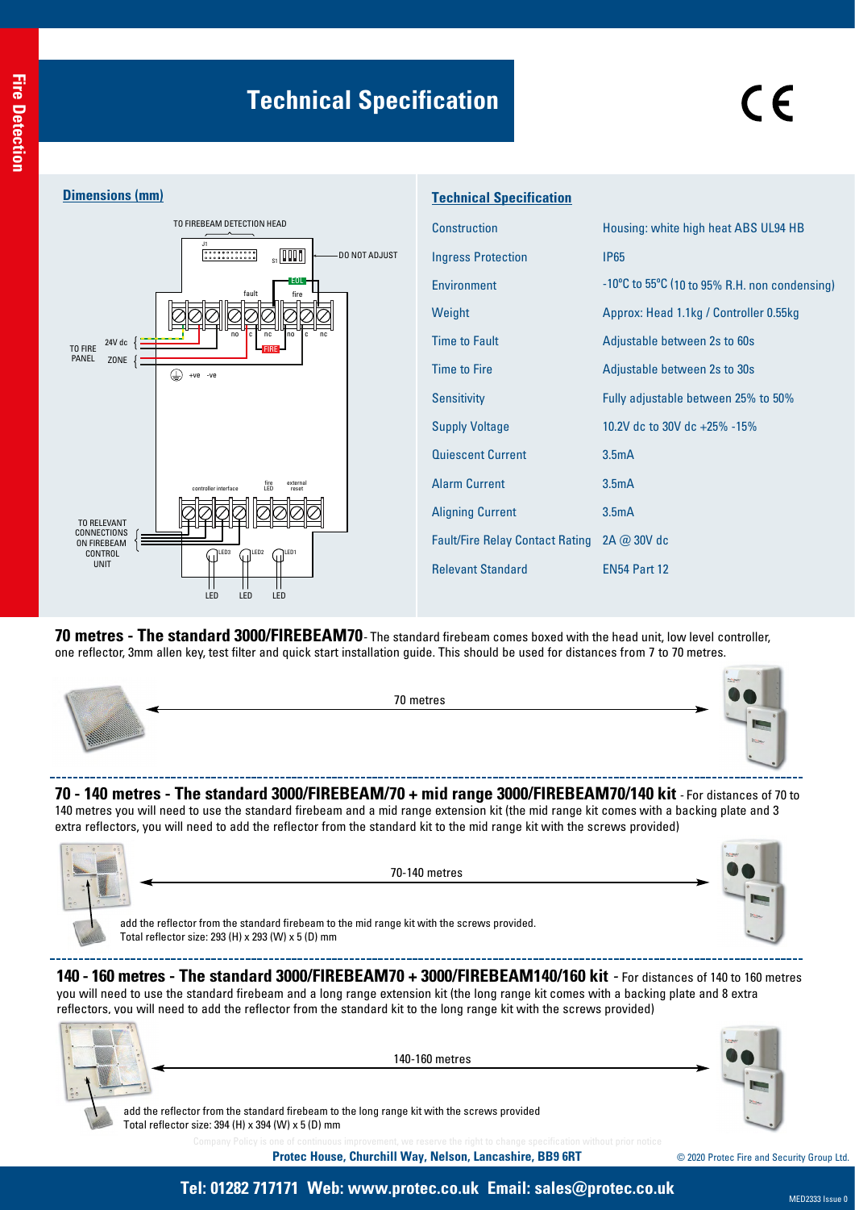# Technical Specification

## Dimensions (mm)

TO FIREBEAM DETECTION HEAD

J1

S1

DO NOT ADJUST

EOL

fault

fire

no c nc no c nc

FIRE

TO FIRE PANEL

24V dc

ZONE

+ve -ve

controller interface

fire LED

external reset

TO RELEVANT CONNECTIONS ON FIREBEAM CONTROL UNIT

LED3 LED2 LED1

LED LED LED

## Technical Specification

| | |
|---|---|
| Construction | Housing: white high heat ABS UL94 HB |
| Ingress Protection | IP65 |
| Environment | -10°C to 55°C (10 to 95% R.H. non condensing) |
| Weight | Approx: Head 1.1kg / Controller 0.55kg |
| Time to Fault | Adjustable between 2s to 60s |
| Time to Fire | Adjustable between 2s to 30s |
| Sensitivity | Fully adjustable between 25% to 50% |
| Supply Voltage | 10.2V dc to 30V dc +25% -15% |
| Quiescent Current | 3.5mA |
| Alarm Current | 3.5mA |
| Aligning Current | 3.5mA |
| Fault/Fire Relay Contact Rating | 2A @ 30V dc |
| Relevant Standard | EN54 Part 12 |

**70 metres - The standard 3000/FIREBEAM70** - The standard firebeam comes boxed with the head unit, low level controller, one reflector, 3mm allen key, test filter and quick start installation guide. This should be used for distances from 7 to 70 metres.

70 metres

**70 - 140 metres - The standard 3000/FIREBEAM/70 + mid range 3000/FIREBEAM70/140 kit** - For distances of 70 to 140 metres you will need to use the standard firebeam and a mid range extension kit (the mid range kit comes with a backing plate and 3 extra reflectors, you will need to add the reflector from the standard kit to the mid range kit with the screws provided)

70-140 metres

add the reflector from the standard firebeam to the mid range kit with the screws provided.
Total reflector size: 293 (H) x 293 (W) x 5 (D) mm

**140 - 160 metres - The standard 3000/FIREBEAM70 + 3000/FIREBEAM140/160 kit** - For distances of 140 to 160 metres you will need to use the standard firebeam and a long range extension kit (the long range kit comes with a backing plate and 8 extra reflectors, you will need to add the reflector from the standard kit to the long range kit with the screws provided)

140-160 metres

add the reflector from the standard firebeam to the long range kit with the screws provided
Total reflector size: 394 (H) x 394 (W) x 5 (D) mm

Company Policy is one of continuous improvement, we reserve the right to change specification without prior notice

**Protec House, Churchill Way, Nelson, Lancashire, BB9 6RT**

© 2020 Protec Fire and Security Group Ltd.

**Tel: 01282 717171 Web: www.protec.co.uk Email: sales@protec.co.uk**

MED2333 Issue 0